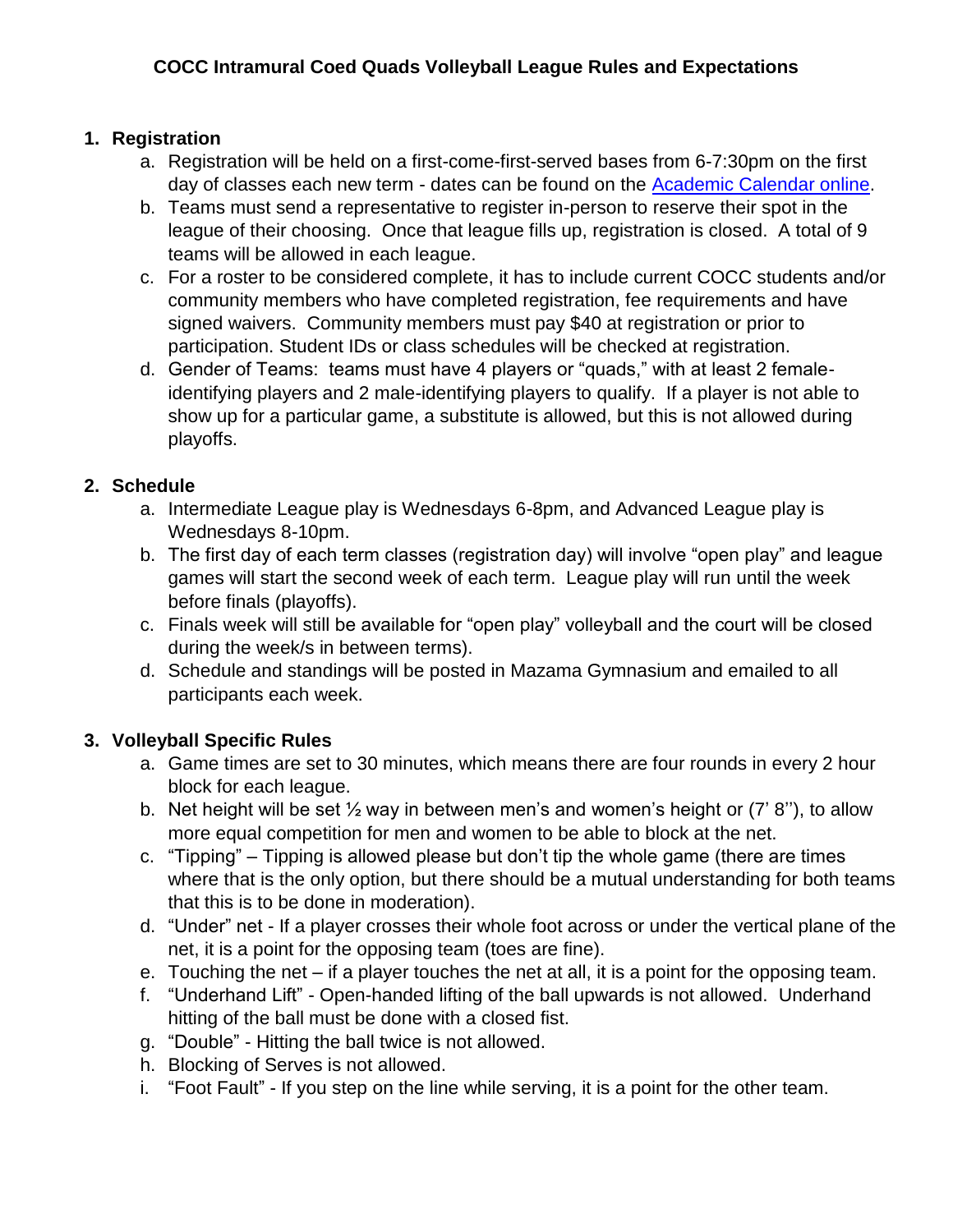# COCC Intramural Coed Quads Volleyball League Rules and Expectations

1. **Registration**
   a. Registration will be held on a first-come-first-served bases from 6-7:30pm on the first day of classes each new term - dates can be found on the [Academic Calendar online](Academic Calendar online).
   b. Teams must send a representative to register in-person to reserve their spot in the league of their choosing. Once that league fills up, registration is closed. A total of 9 teams will be allowed in each league.
   c. For a roster to be considered complete, it has to include current COCC students and/or community members who have completed registration, fee requirements and have signed waivers. Community members must pay $40 at registration or prior to participation. Student IDs or class schedules will be checked at registration.
   d. Gender of Teams: teams must have 4 players or "quads," with at least 2 female-identifying players and 2 male-identifying players to qualify. If a player is not able to show up for a particular game, a substitute is allowed, but this is not allowed during playoffs.

2. **Schedule**
   a. Intermediate League play is Wednesdays 6-8pm, and Advanced League play is Wednesdays 8-10pm.
   b. The first day of each term classes (registration day) will involve "open play" and league games will start the second week of each term. League play will run until the week before finals (playoffs).
   c. Finals week will still be available for "open play" volleyball and the court will be closed during the week/s in between terms).
   d. Schedule and standings will be posted in Mazama Gymnasium and emailed to all participants each week.

3. **Volleyball Specific Rules**
   a. Game times are set to 30 minutes, which means there are four rounds in every 2 hour block for each league.
   b. Net height will be set ½ way in between men's and women's height or (7' 8''), to allow more equal competition for men and women to be able to block at the net.
   c. "Tipping" – Tipping is allowed please but don't tip the whole game (there are times where that is the only option, but there should be a mutual understanding for both teams that this is to be done in moderation).
   d. "Under" net - If a player crosses their whole foot across or under the vertical plane of the net, it is a point for the opposing team (toes are fine).
   e. Touching the net – if a player touches the net at all, it is a point for the opposing team.
   f. "Underhand Lift" - Open-handed lifting of the ball upwards is not allowed. Underhand hitting of the ball must be done with a closed fist.
   g. "Double" - Hitting the ball twice is not allowed.
   h. Blocking of Serves is not allowed.
   i. "Foot Fault" - If you step on the line while serving, it is a point for the other team.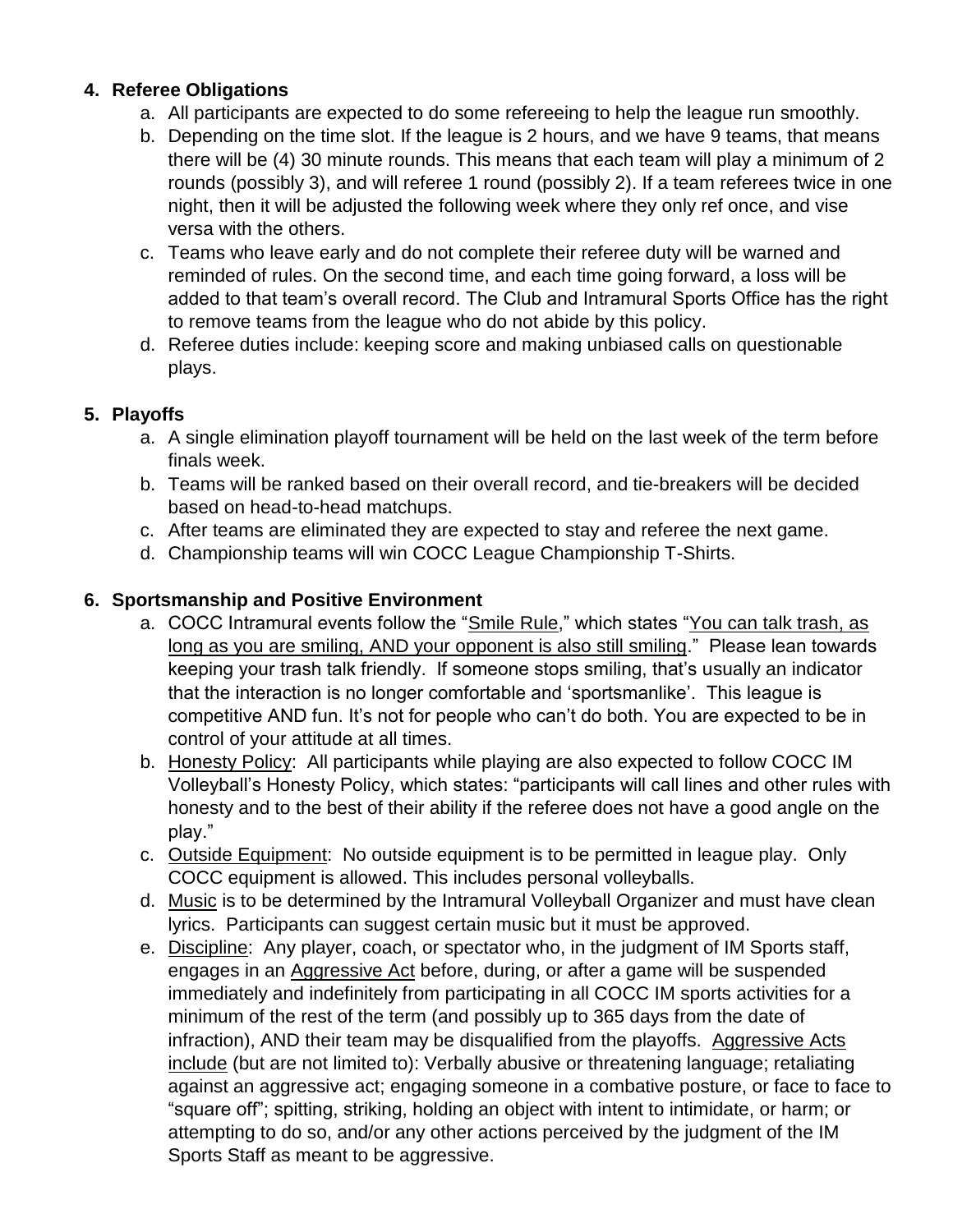**4. Referee Obligations**

a. All participants are expected to do some refereeing to help the league run smoothly.
b. Depending on the time slot. If the league is 2 hours, and we have 9 teams, that means there will be (4) 30 minute rounds. This means that each team will play a minimum of 2 rounds (possibly 3), and will referee 1 round (possibly 2). If a team referees twice in one night, then it will be adjusted the following week where they only ref once, and vise versa with the others.
c. Teams who leave early and do not complete their referee duty will be warned and reminded of rules. On the second time, and each time going forward, a loss will be added to that team's overall record. The Club and Intramural Sports Office has the right to remove teams from the league who do not abide by this policy.
d. Referee duties include: keeping score and making unbiased calls on questionable plays.

**5. Playoffs**

a. A single elimination playoff tournament will be held on the last week of the term before finals week.
b. Teams will be ranked based on their overall record, and tie-breakers will be decided based on head-to-head matchups.
c. After teams are eliminated they are expected to stay and referee the next game.
d. Championship teams will win COCC League Championship T-Shirts.

**6. Sportsmanship and Positive Environment**

a. COCC Intramural events follow the "Smile Rule," which states "You can talk trash, as long as you are smiling, AND your opponent is also still smiling." Please lean towards keeping your trash talk friendly. If someone stops smiling, that's usually an indicator that the interaction is no longer comfortable and 'sportsmanlike'. This league is competitive AND fun. It's not for people who can't do both. You are expected to be in control of your attitude at all times.
b. Honesty Policy: All participants while playing are also expected to follow COCC IM Volleyball's Honesty Policy, which states: "participants will call lines and other rules with honesty and to the best of their ability if the referee does not have a good angle on the play."
c. Outside Equipment: No outside equipment is to be permitted in league play. Only COCC equipment is allowed. This includes personal volleyballs.
d. Music is to be determined by the Intramural Volleyball Organizer and must have clean lyrics. Participants can suggest certain music but it must be approved.
e. Discipline: Any player, coach, or spectator who, in the judgment of IM Sports staff, engages in an Aggressive Act before, during, or after a game will be suspended immediately and indefinitely from participating in all COCC IM sports activities for a minimum of the rest of the term (and possibly up to 365 days from the date of infraction), AND their team may be disqualified from the playoffs. Aggressive Acts include (but are not limited to): Verbally abusive or threatening language; retaliating against an aggressive act; engaging someone in a combative posture, or face to face to "square off"; spitting, striking, holding an object with intent to intimidate, or harm; or attempting to do so, and/or any other actions perceived by the judgment of the IM Sports Staff as meant to be aggressive.